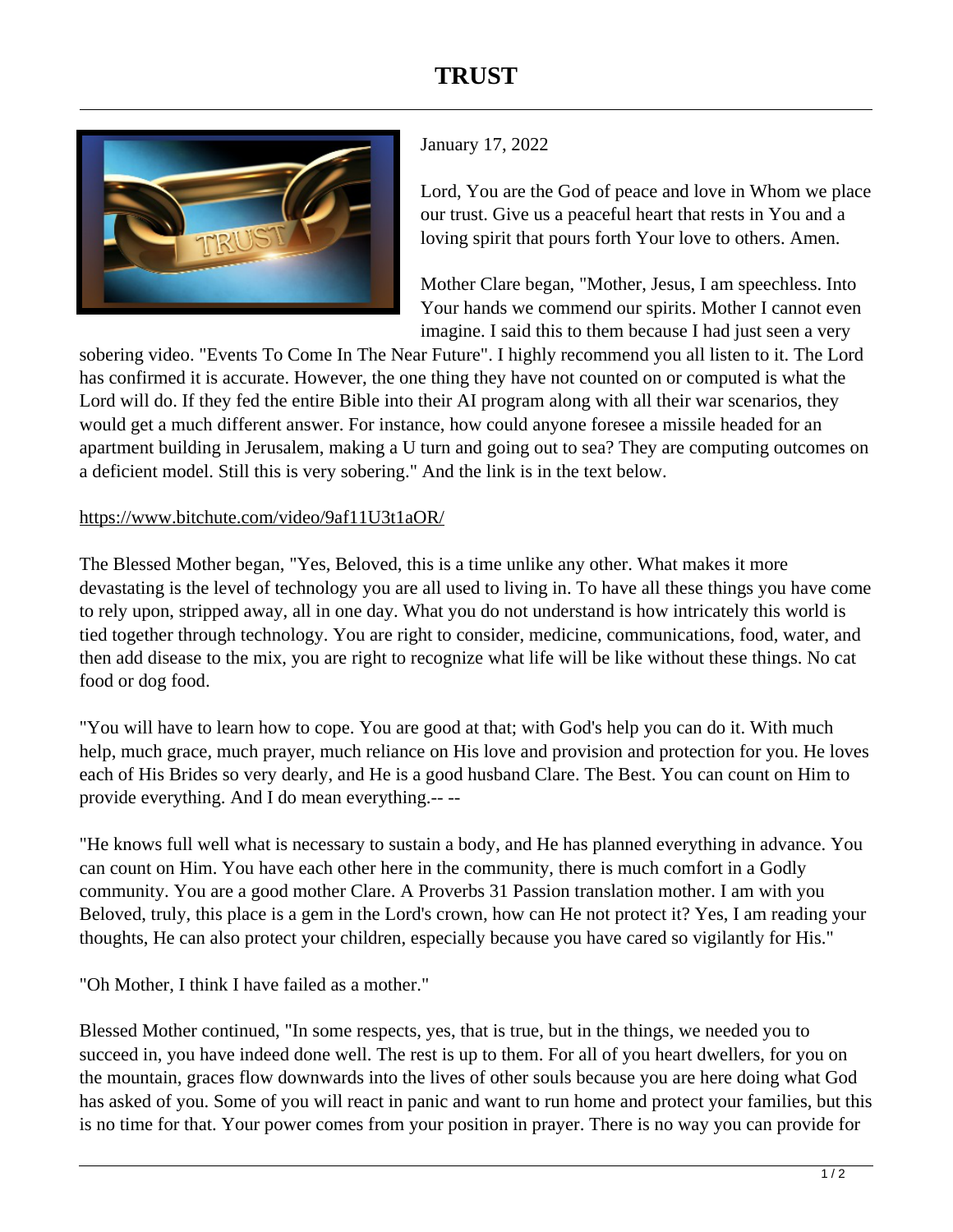# TRUST

January 17, 2022

Lord, You are the God of peace and love in Whom we place our trust. Give us a peaceful heart that rests in You and a loving spirit that pours forth Your love to others. Amen.

Mother Clare began, "Mother, Jesus, I am speechless. Into Your hands we commend our spirits. Mother I cannot even imagine. I said this to them because I had just seen a very sobering video. "Events To Come In The Near Future". I highly recommend you all listen to it. The Lord has confirmed it is accurate. However, the one thing they have not counted on or computed is what the Lord will do. If they fed the entire Bible into their AI program along with all their war scenarios, they would get a much different answer. For instance, how could anyone foresee a missile headed for an apartment building in Jerusalem, making a U turn and going out to sea? They are computing outcomes on a deficient model. Still this is very sobering." And the link is in the text below.

https://www.bitchute.com/video/9af11U3t1aOR/

The Blessed Mother began, "Yes, Beloved, this is a time unlike any other. What makes it more devastating is the level of technology you are all used to living in. To have all these things you have come to rely upon, stripped away, all in one day. What you do not understand is how intricately this world is tied together through technology. You are right to consider, medicine, communications, food, water, and then add disease to the mix, you are right to recognize what life will be like without these things. No cat food or dog food.

"You will have to learn how to cope. You are good at that; with God's help you can do it. With much help, much grace, much prayer, much reliance on His love and provision and protection for you. He loves each of His Brides so very dearly, and He is a good husband Clare. The Best. You can count on Him to provide everything. And I do mean everything.-- --

"He knows full well what is necessary to sustain a body, and He has planned everything in advance. You can count on Him. You have each other here in the community, there is much comfort in a Godly community. You are a good mother Clare. A Proverbs 31 Passion translation mother. I am with you Beloved, truly, this place is a gem in the Lord's crown, how can He not protect it? Yes, I am reading your thoughts, He can also protect your children, especially because you have cared so vigilantly for His."

"Oh Mother, I think I have failed as a mother."

Blessed Mother continued, "In some respects, yes, that is true, but in the things, we needed you to succeed in, you have indeed done well. The rest is up to them. For all of you heart dwellers, for you on the mountain, graces flow downwards into the lives of other souls because you are here doing what God has asked of you. Some of you will react in panic and want to run home and protect your families, but this is no time for that. Your power comes from your position in prayer. There is no way you can provide for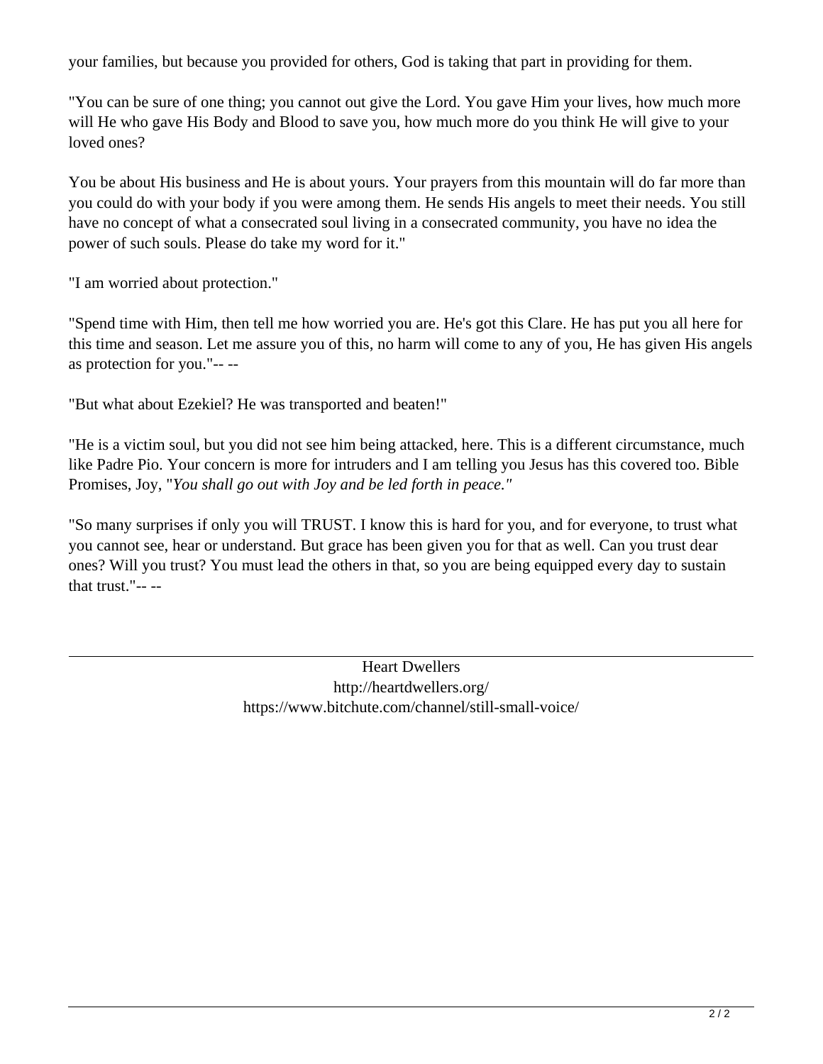your families, but because you provided for others, God is taking that part in providing for them.

"You can be sure of one thing; you cannot out give the Lord. You gave Him your lives, how much more will He who gave His Body and Blood to save you, how much more do you think He will give to your loved ones?

You be about His business and He is about yours. Your prayers from this mountain will do far more than you could do with your body if you were among them. He sends His angels to meet their needs. You still have no concept of what a consecrated soul living in a consecrated community, you have no idea the power of such souls. Please do take my word for it."

"I am worried about protection."

"Spend time with Him, then tell me how worried you are. He's got this Clare. He has put you all here for this time and season. Let me assure you of this, no harm will come to any of you, He has given His angels as protection for you."-- --

"But what about Ezekiel? He was transported and beaten!"

"He is a victim soul, but you did not see him being attacked, here. This is a different circumstance, much like Padre Pio. Your concern is more for intruders and I am telling you Jesus has this covered too. Bible Promises, Joy, "*You shall go out with Joy and be led forth in peace."*

"So many surprises if only you will TRUST. I know this is hard for you, and for everyone, to trust what you cannot see, hear or understand. But grace has been given you for that as well. Can you trust dear ones? Will you trust? You must lead the others in that, so you are being equipped every day to sustain that trust."-- --

---

Heart Dwellers
http://heartdwellers.org/
https://www.bitchute.com/channel/still-small-voice/